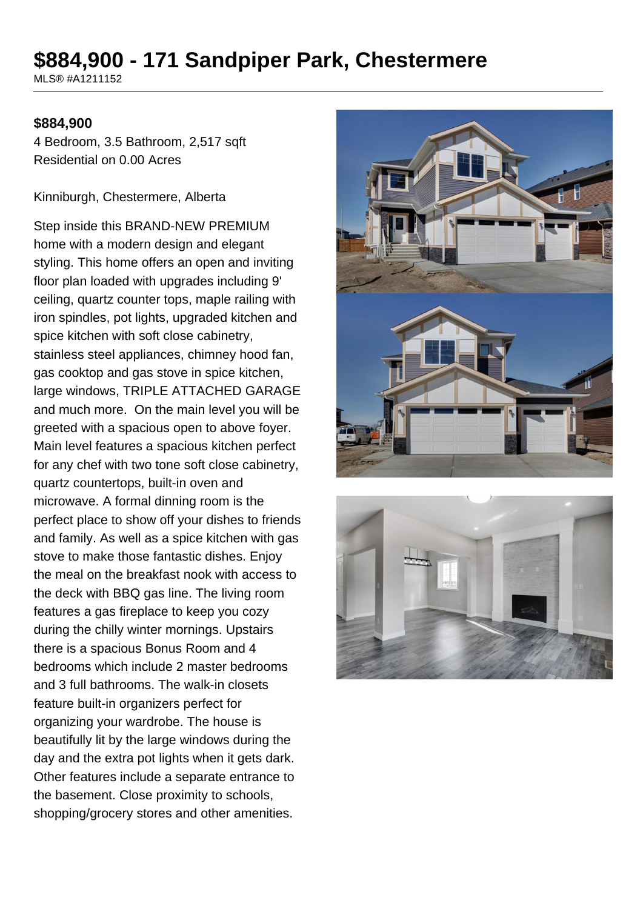# $884,900 - 171 Sandpiper Park, Chestermere

MLS® #A1211152

**$884,900**

4 Bedroom, 3.5 Bathroom, 2,517 sqft
Residential on 0.00 Acres

Kinniburgh, Chestermere, Alberta

Step inside this BRAND-NEW PREMIUM home with a modern design and elegant styling. This home offers an open and inviting floor plan loaded with upgrades including 9' ceiling, quartz counter tops, maple railing with iron spindles, pot lights, upgraded kitchen and spice kitchen with soft close cabinetry, stainless steel appliances, chimney hood fan, gas cooktop and gas stove in spice kitchen, large windows, TRIPLE ATTACHED GARAGE and much more. On the main level you will be greeted with a spacious open to above foyer. Main level features a spacious kitchen perfect for any chef with two tone soft close cabinetry, quartz countertops, built-in oven and microwave. A formal dinning room is the perfect place to show off your dishes to friends and family. As well as a spice kitchen with gas stove to make those fantastic dishes. Enjoy the meal on the breakfast nook with access to the deck with BBQ gas line. The living room features a gas fireplace to keep you cozy during the chilly winter mornings. Upstairs there is a spacious Bonus Room and 4 bedrooms which include 2 master bedrooms and 3 full bathrooms. The walk-in closets feature built-in organizers perfect for organizing your wardrobe. The house is beautifully lit by the large windows during the day and the extra pot lights when it gets dark. Other features include a separate entrance to the basement. Close proximity to schools, shopping/grocery stores and other amenities.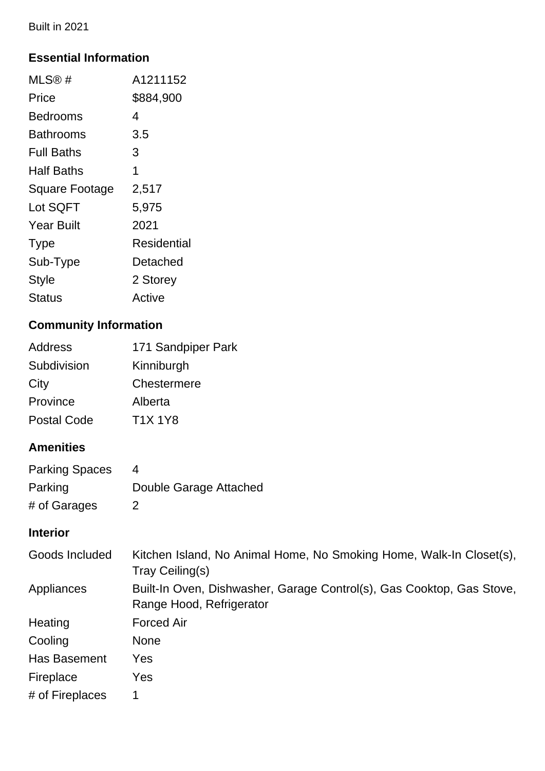Built in 2021

## Essential Information

| | |
|---|---|
| MLS® # | A1211152 |
| Price | $884,900 |
| Bedrooms | 4 |
| Bathrooms | 3.5 |
| Full Baths | 3 |
| Half Baths | 1 |
| Square Footage | 2,517 |
| Lot SQFT | 5,975 |
| Year Built | 2021 |
| Type | Residential |
| Sub-Type | Detached |
| Style | 2 Storey |
| Status | Active |

## Community Information

| | |
|---|---|
| Address | 171 Sandpiper Park |
| Subdivision | Kinniburgh |
| City | Chestermere |
| Province | Alberta |
| Postal Code | T1X 1Y8 |

## Amenities

| | |
|---|---|
| Parking Spaces | 4 |
| Parking | Double Garage Attached |
| # of Garages | 2 |

## Interior

| | |
|---|---|
| Goods Included | Kitchen Island, No Animal Home, No Smoking Home, Walk-In Closet(s), Tray Ceiling(s) |
| Appliances | Built-In Oven, Dishwasher, Garage Control(s), Gas Cooktop, Gas Stove, Range Hood, Refrigerator |
| Heating | Forced Air |
| Cooling | None |
| Has Basement | Yes |
| Fireplace | Yes |
| # of Fireplaces | 1 |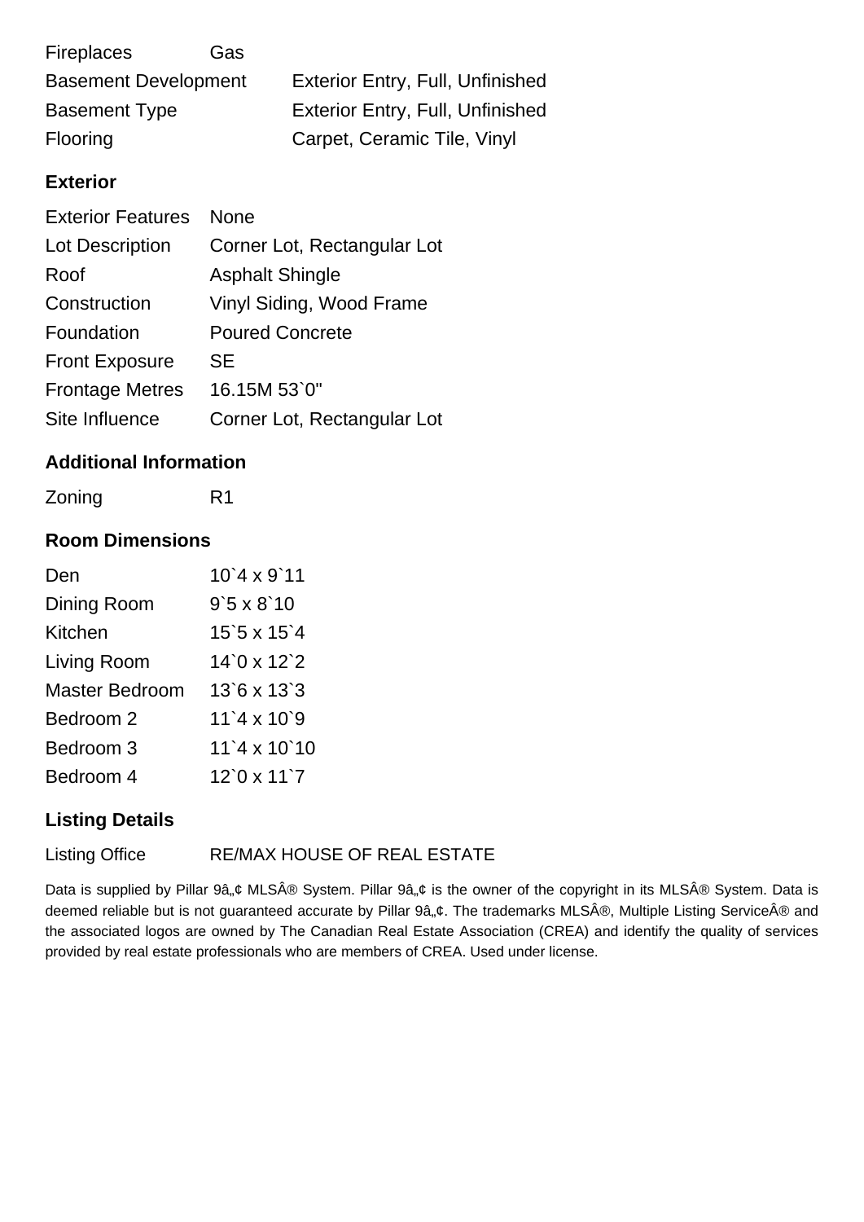| | |
|---|---|
| Fireplaces | Gas |
| Basement Development | Exterior Entry, Full, Unfinished |
| Basement Type | Exterior Entry, Full, Unfinished |
| Flooring | Carpet, Ceramic Tile, Vinyl |

### Exterior

| | |
|---|---|
| Exterior Features | None |
| Lot Description | Corner Lot, Rectangular Lot |
| Roof | Asphalt Shingle |
| Construction | Vinyl Siding, Wood Frame |
| Foundation | Poured Concrete |
| Front Exposure | SE |
| Frontage Metres | 16.15M 53`0" |
| Site Influence | Corner Lot, Rectangular Lot |

### Additional Information

| | |
|---|---|
| Zoning | R1 |

### Room Dimensions

| | |
|---|---|
| Den | 10`4 x 9`11 |
| Dining Room | 9`5 x 8`10 |
| Kitchen | 15`5 x 15`4 |
| Living Room | 14`0 x 12`2 |
| Master Bedroom | 13`6 x 13`3 |
| Bedroom 2 | 11`4 x 10`9 |
| Bedroom 3 | 11`4 x 10`10 |
| Bedroom 4 | 12`0 x 11`7 |

### Listing Details

| | |
|---|---|
| Listing Office | RE/MAX HOUSE OF REAL ESTATE |

Data is supplied by Pillar 9â„¢ MLSÂ® System. Pillar 9â„¢ is the owner of the copyright in its MLSÂ® System. Data is deemed reliable but is not guaranteed accurate by Pillar 9â„¢. The trademarks MLSÂ®, Multiple Listing ServiceÂ® and the associated logos are owned by The Canadian Real Estate Association (CREA) and identify the quality of services provided by real estate professionals who are members of CREA. Used under license.